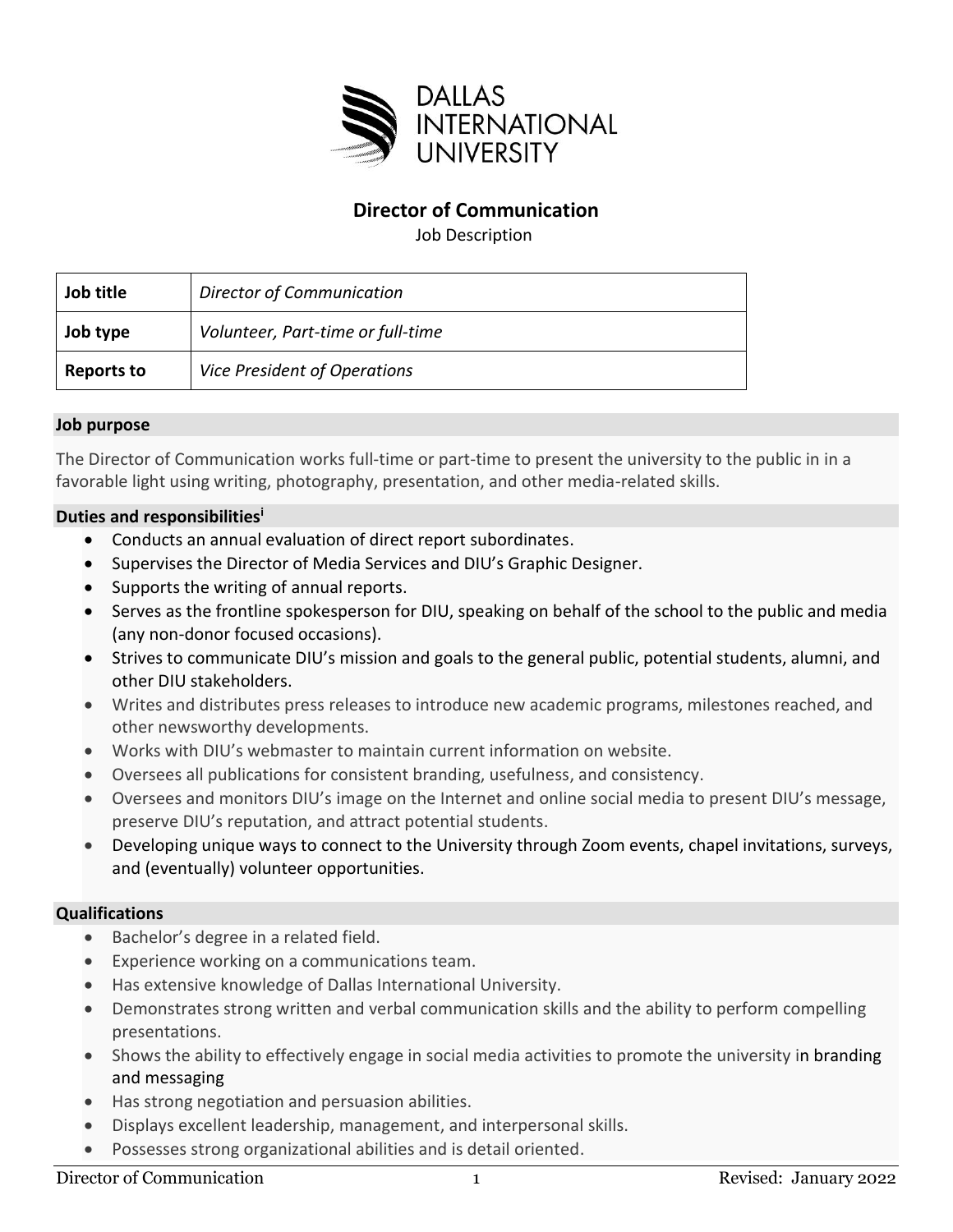DALLAS INTERNATIONAL UNIVERSITY

# Director of Communication

Job Description

| Job title | *Director of Communication* |
|---|---|
| Job type | *Volunteer, Part-time or full-time* |
| Reports to | *Vice President of Operations* |

## Job purpose

The Director of Communication works full-time or part-time to present the university to the public in in a favorable light using writing, photography, presentation, and other media-related skills.

## Duties and responsibilities[i]

- Conducts an annual evaluation of direct report subordinates.
- Supervises the Director of Media Services and DIU's Graphic Designer.
- Supports the writing of annual reports.
- Serves as the frontline spokesperson for DIU, speaking on behalf of the school to the public and media (any non-donor focused occasions).
- Strives to communicate DIU's mission and goals to the general public, potential students, alumni, and other DIU stakeholders.
- Writes and distributes press releases to introduce new academic programs, milestones reached, and other newsworthy developments.
- Works with DIU's webmaster to maintain current information on website.
- Oversees all publications for consistent branding, usefulness, and consistency.
- Oversees and monitors DIU's image on the Internet and online social media to present DIU's message, preserve DIU's reputation, and attract potential students.
- Developing unique ways to connect to the University through Zoom events, chapel invitations, surveys, and (eventually) volunteer opportunities.

## Qualifications

- Bachelor's degree in a related field.
- Experience working on a communications team.
- Has extensive knowledge of Dallas International University.
- Demonstrates strong written and verbal communication skills and the ability to perform compelling presentations.
- Shows the ability to effectively engage in social media activities to promote the university in branding and messaging
- Has strong negotiation and persuasion abilities.
- Displays excellent leadership, management, and interpersonal skills.
- Possesses strong organizational abilities and is detail oriented.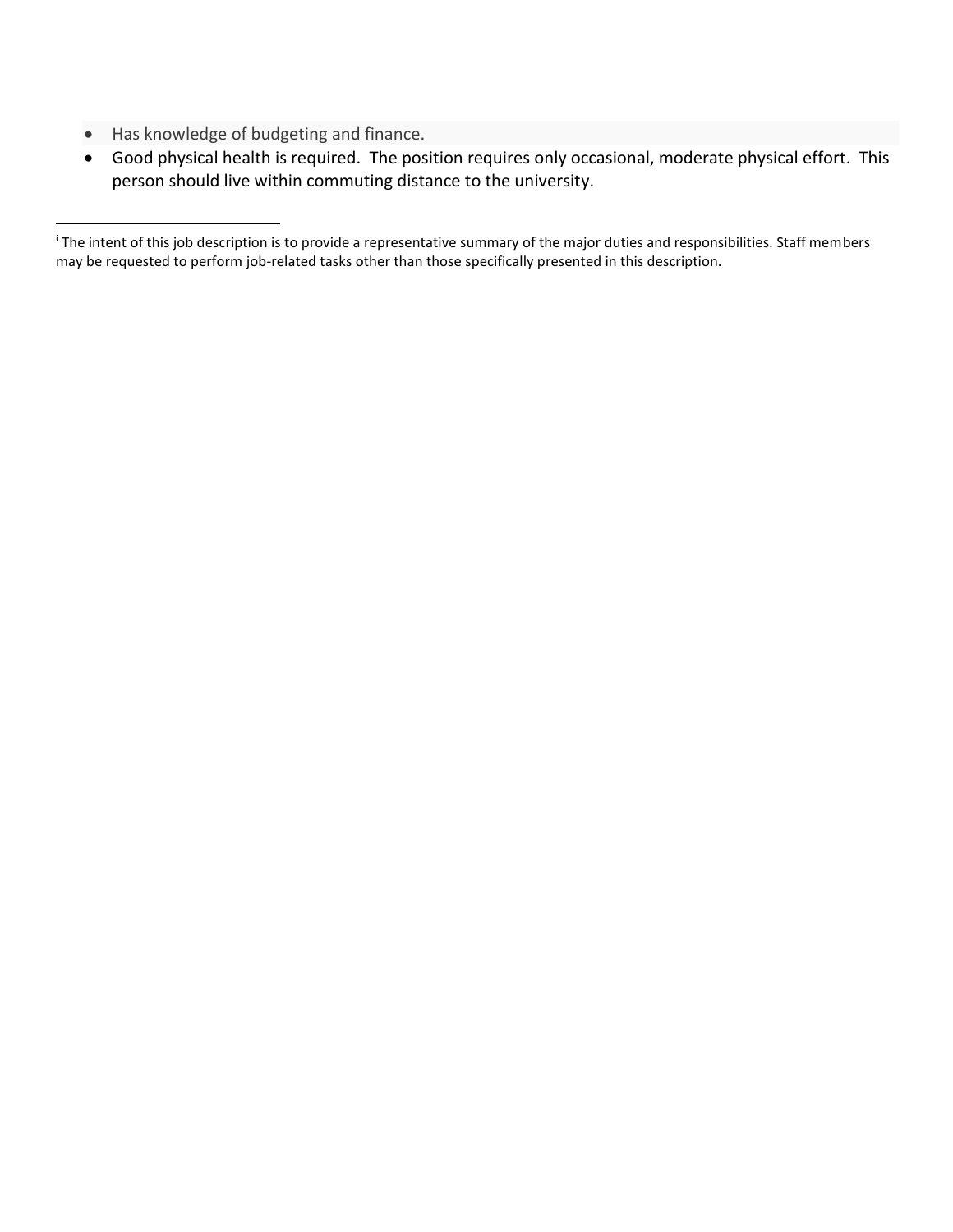- Has knowledge of budgeting and finance.
- Good physical health is required. The position requires only occasional, moderate physical effort. This person should live within commuting distance to the university.

---

[i] The intent of this job description is to provide a representative summary of the major duties and responsibilities. Staff members may be requested to perform job-related tasks other than those specifically presented in this description.